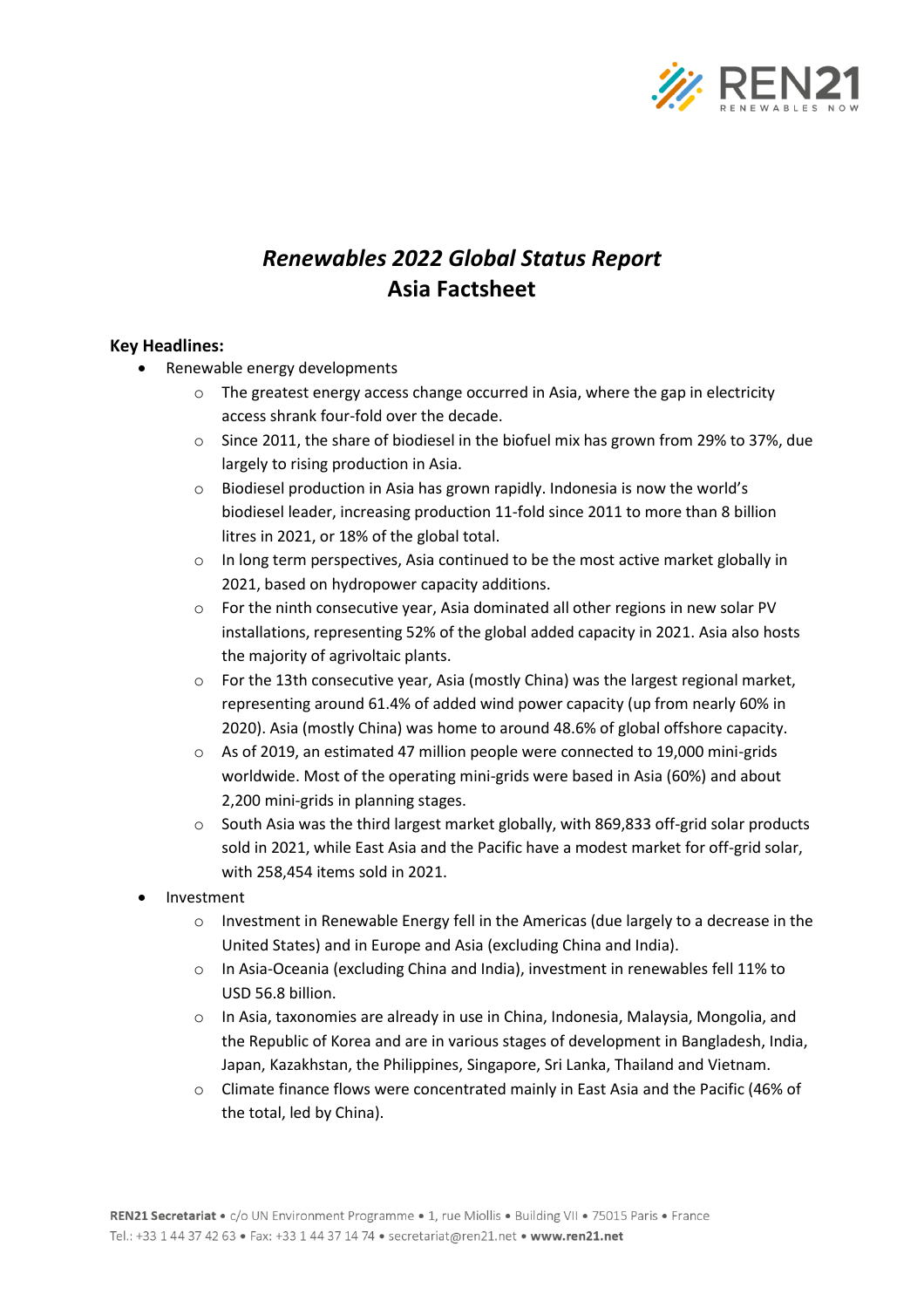# *Renewables 2022 Global Status Report*
# Asia Factsheet

**Key Headlines:**

- Renewable energy developments
  - The greatest energy access change occurred in Asia, where the gap in electricity access shrank four-fold over the decade.
  - Since 2011, the share of biodiesel in the biofuel mix has grown from 29% to 37%, due largely to rising production in Asia.
  - Biodiesel production in Asia has grown rapidly. Indonesia is now the world's biodiesel leader, increasing production 11-fold since 2011 to more than 8 billion litres in 2021, or 18% of the global total.
  - In long term perspectives, Asia continued to be the most active market globally in 2021, based on hydropower capacity additions.
  - For the ninth consecutive year, Asia dominated all other regions in new solar PV installations, representing 52% of the global added capacity in 2021. Asia also hosts the majority of agrivoltaic plants.
  - For the 13th consecutive year, Asia (mostly China) was the largest regional market, representing around 61.4% of added wind power capacity (up from nearly 60% in 2020). Asia (mostly China) was home to around 48.6% of global offshore capacity.
  - As of 2019, an estimated 47 million people were connected to 19,000 mini-grids worldwide. Most of the operating mini-grids were based in Asia (60%) and about 2,200 mini-grids in planning stages.
  - South Asia was the third largest market globally, with 869,833 off-grid solar products sold in 2021, while East Asia and the Pacific have a modest market for off-grid solar, with 258,454 items sold in 2021.
- Investment
  - Investment in Renewable Energy fell in the Americas (due largely to a decrease in the United States) and in Europe and Asia (excluding China and India).
  - In Asia-Oceania (excluding China and India), investment in renewables fell 11% to USD 56.8 billion.
  - In Asia, taxonomies are already in use in China, Indonesia, Malaysia, Mongolia, and the Republic of Korea and are in various stages of development in Bangladesh, India, Japan, Kazakhstan, the Philippines, Singapore, Sri Lanka, Thailand and Vietnam.
  - Climate finance flows were concentrated mainly in East Asia and the Pacific (46% of the total, led by China).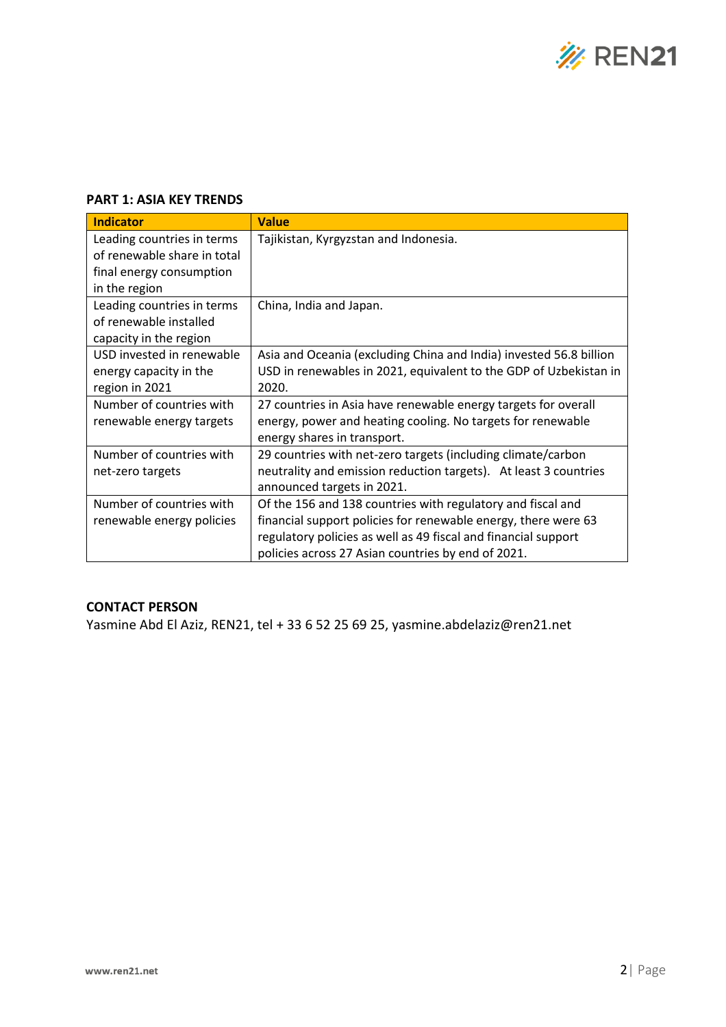**PART 1: ASIA KEY TRENDS**

| Indicator | Value |
|---|---|
| Leading countries in terms of renewable share in total final energy consumption in the region | Tajikistan, Kyrgyzstan and Indonesia. |
| Leading countries in terms of renewable installed capacity in the region | China, India and Japan. |
| USD invested in renewable energy capacity in the region in 2021 | Asia and Oceania (excluding China and India) invested 56.8 billion USD in renewables in 2021, equivalent to the GDP of Uzbekistan in 2020. |
| Number of countries with renewable energy targets | 27 countries in Asia have renewable energy targets for overall energy, power and heating cooling. No targets for renewable energy shares in transport. |
| Number of countries with net-zero targets | 29 countries with net-zero targets (including climate/carbon neutrality and emission reduction targets). At least 3 countries announced targets in 2021. |
| Number of countries with renewable energy policies | Of the 156 and 138 countries with regulatory and fiscal and financial support policies for renewable energy, there were 63 regulatory policies as well as 49 fiscal and financial support policies across 27 Asian countries by end of 2021. |

**CONTACT PERSON**

Yasmine Abd El Aziz, REN21, tel + 33 6 52 25 69 25, yasmine.abdelaziz@ren21.net